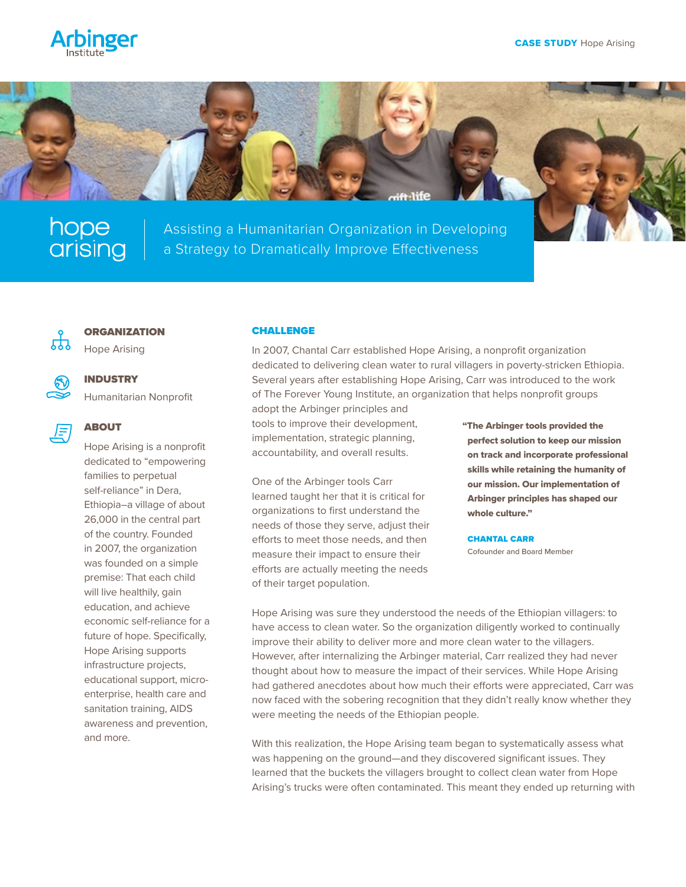Arbinger Institute

# hope arising

## Assisting a Humanitarian Organization in Developing a Strategy to Dramatically Improve Effectiveness

### ORGANIZATION

Hope Arising

### INDUSTRY

Humanitarian Nonprofit

### ABOUT

Hope Arising is a nonprofit dedicated to "empowering families to perpetual self-reliance" in Dera, Ethiopia–a village of about 26,000 in the central part of the country. Founded in 2007, the organization was founded on a simple premise: That each child will live healthily, gain education, and achieve economic self-reliance for a future of hope. Specifically, Hope Arising supports infrastructure projects, educational support, micro-enterprise, health care and sanitation training, AIDS awareness and prevention, and more.

### CHALLENGE

In 2007, Chantal Carr established Hope Arising, a nonprofit organization dedicated to delivering clean water to rural villagers in poverty-stricken Ethiopia. Several years after establishing Hope Arising, Carr was introduced to the work of The Forever Young Institute, an organization that helps nonprofit groups adopt the Arbinger principles and tools to improve their development, implementation, strategic planning, accountability, and overall results.

> **"The Arbinger tools provided the perfect solution to keep our mission on track and incorporate professional skills while retaining the humanity of our mission. Our implementation of Arbinger principles has shaped our whole culture."**
>
> **CHANTAL CARR**
> Cofounder and Board Member

One of the Arbinger tools Carr learned taught her that it is critical for organizations to first understand the needs of those they serve, adjust their efforts to meet those needs, and then measure their impact to ensure their efforts are actually meeting the needs of their target population.

Hope Arising was sure they understood the needs of the Ethiopian villagers: to have access to clean water. So the organization diligently worked to continually improve their ability to deliver more and more clean water to the villagers. However, after internalizing the Arbinger material, Carr realized they had never thought about how to measure the impact of their services. While Hope Arising had gathered anecdotes about how much their efforts were appreciated, Carr was now faced with the sobering recognition that they didn't really know whether they were meeting the needs of the Ethiopian people.

With this realization, the Hope Arising team began to systematically assess what was happening on the ground—and they discovered significant issues. They learned that the buckets the villagers brought to collect clean water from Hope Arising's trucks were often contaminated. This meant they ended up returning with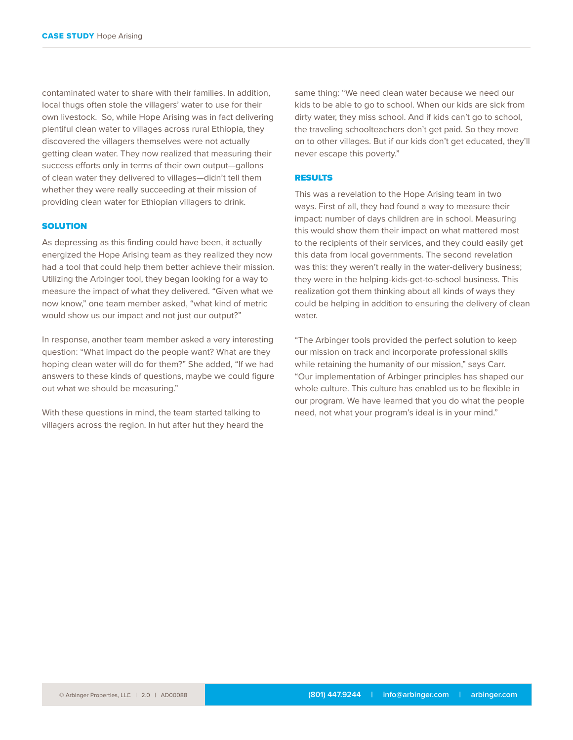contaminated water to share with their families. In addition, local thugs often stole the villagers' water to use for their own livestock. So, while Hope Arising was in fact delivering plentiful clean water to villages across rural Ethiopia, they discovered the villagers themselves were not actually getting clean water. They now realized that measuring their success efforts only in terms of their own output—gallons of clean water they delivered to villages—didn't tell them whether they were really succeeding at their mission of providing clean water for Ethiopian villagers to drink.

## SOLUTION

As depressing as this finding could have been, it actually energized the Hope Arising team as they realized they now had a tool that could help them better achieve their mission. Utilizing the Arbinger tool, they began looking for a way to measure the impact of what they delivered. "Given what we now know," one team member asked, "what kind of metric would show us our impact and not just our output?"

In response, another team member asked a very interesting question: "What impact do the people want? What are they hoping clean water will do for them?" She added, "If we had answers to these kinds of questions, maybe we could figure out what we should be measuring."

With these questions in mind, the team started talking to villagers across the region. In hut after hut they heard the same thing: "We need clean water because we need our kids to be able to go to school. When our kids are sick from dirty water, they miss school. And if kids can't go to school, the traveling schoolteachers don't get paid. So they move on to other villages. But if our kids don't get educated, they'll never escape this poverty."

## RESULTS

This was a revelation to the Hope Arising team in two ways. First of all, they had found a way to measure their impact: number of days children are in school. Measuring this would show them their impact on what mattered most to the recipients of their services, and they could easily get this data from local governments. The second revelation was this: they weren't really in the water-delivery business; they were in the helping-kids-get-to-school business. This realization got them thinking about all kinds of ways they could be helping in addition to ensuring the delivery of clean water.

"The Arbinger tools provided the perfect solution to keep our mission on track and incorporate professional skills while retaining the humanity of our mission," says Carr. "Our implementation of Arbinger principles has shaped our whole culture. This culture has enabled us to be flexible in our program. We have learned that you do what the people need, not what your program's ideal is in your mind."